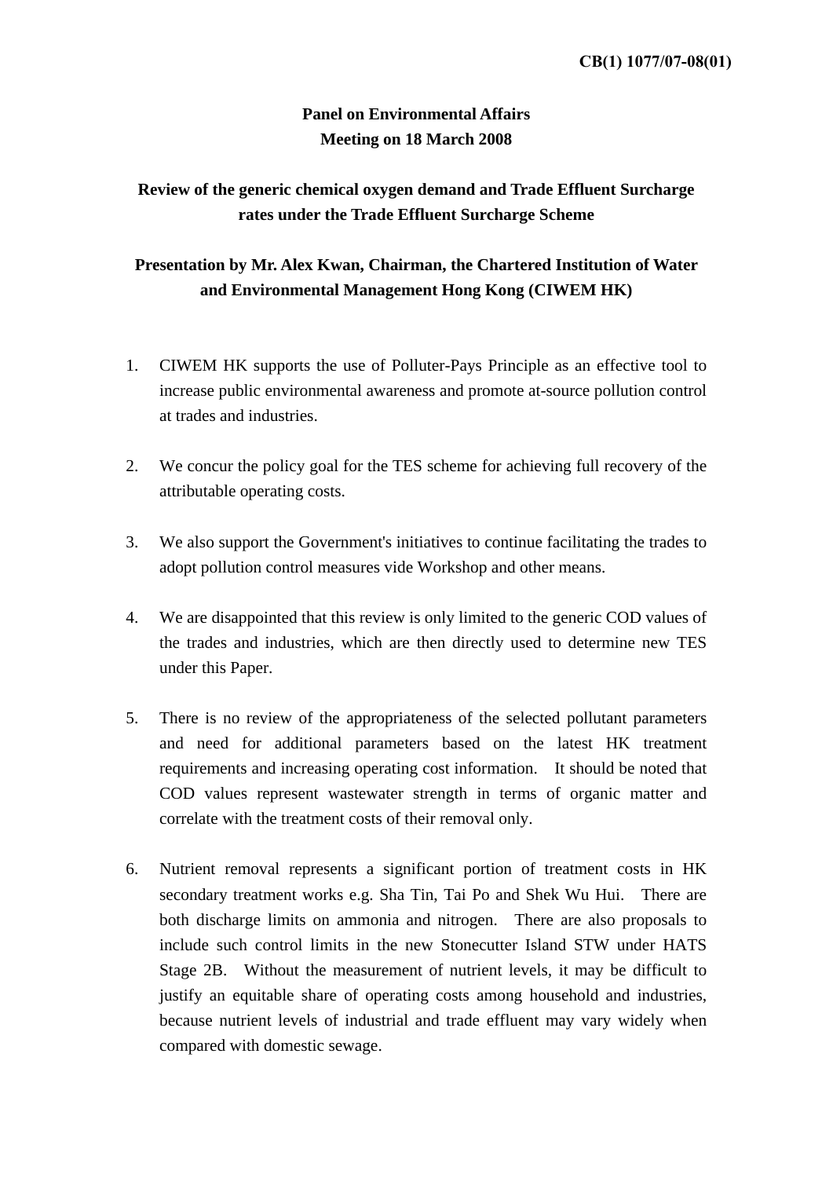**CB(1) 1077/07-08(01)**

**Panel on Environmental Affairs**
**Meeting on 18 March 2008**

**Review of the generic chemical oxygen demand and Trade Effluent Surcharge rates under the Trade Effluent Surcharge Scheme**

**Presentation by Mr. Alex Kwan, Chairman, the Chartered Institution of Water and Environmental Management Hong Kong (CIWEM HK)**

1. CIWEM HK supports the use of Polluter-Pays Principle as an effective tool to increase public environmental awareness and promote at-source pollution control at trades and industries.

2. We concur the policy goal for the TES scheme for achieving full recovery of the attributable operating costs.

3. We also support the Government's initiatives to continue facilitating the trades to adopt pollution control measures vide Workshop and other means.

4. We are disappointed that this review is only limited to the generic COD values of the trades and industries, which are then directly used to determine new TES under this Paper.

5. There is no review of the appropriateness of the selected pollutant parameters and need for additional parameters based on the latest HK treatment requirements and increasing operating cost information. It should be noted that COD values represent wastewater strength in terms of organic matter and correlate with the treatment costs of their removal only.

6. Nutrient removal represents a significant portion of treatment costs in HK secondary treatment works e.g. Sha Tin, Tai Po and Shek Wu Hui. There are both discharge limits on ammonia and nitrogen. There are also proposals to include such control limits in the new Stonecutter Island STW under HATS Stage 2B. Without the measurement of nutrient levels, it may be difficult to justify an equitable share of operating costs among household and industries, because nutrient levels of industrial and trade effluent may vary widely when compared with domestic sewage.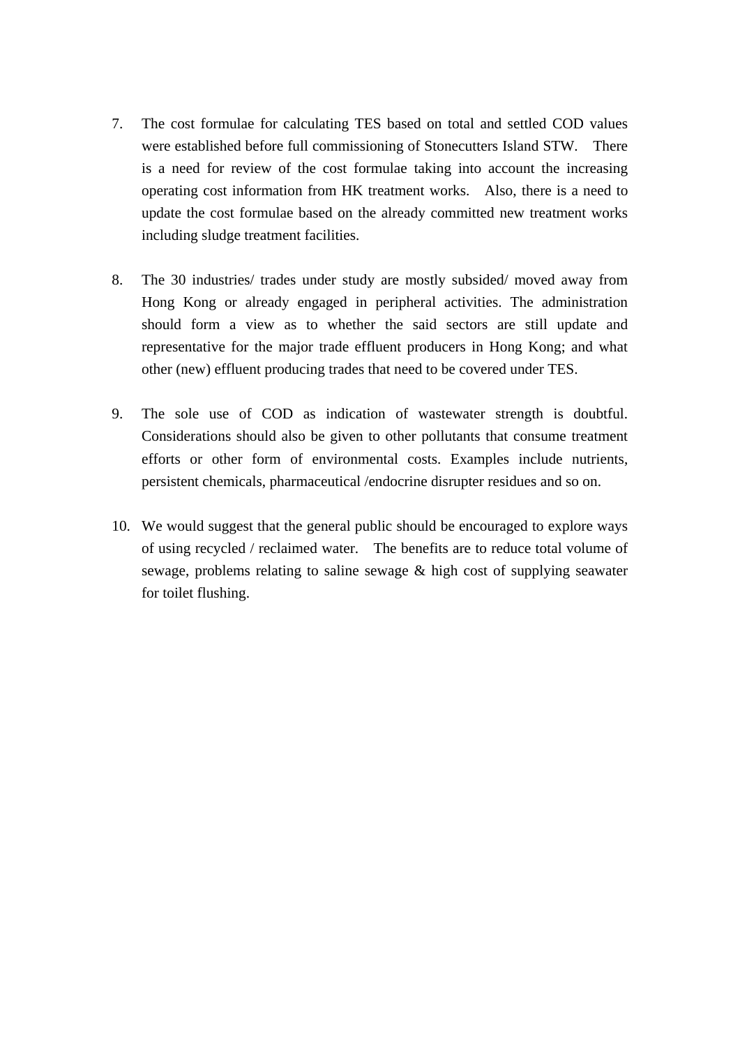7. The cost formulae for calculating TES based on total and settled COD values were established before full commissioning of Stonecutters Island STW. There is a need for review of the cost formulae taking into account the increasing operating cost information from HK treatment works. Also, there is a need to update the cost formulae based on the already committed new treatment works including sludge treatment facilities.

8. The 30 industries/ trades under study are mostly subsided/ moved away from Hong Kong or already engaged in peripheral activities. The administration should form a view as to whether the said sectors are still update and representative for the major trade effluent producers in Hong Kong; and what other (new) effluent producing trades that need to be covered under TES.

9. The sole use of COD as indication of wastewater strength is doubtful. Considerations should also be given to other pollutants that consume treatment efforts or other form of environmental costs. Examples include nutrients, persistent chemicals, pharmaceutical /endocrine disrupter residues and so on.

10. We would suggest that the general public should be encouraged to explore ways of using recycled / reclaimed water. The benefits are to reduce total volume of sewage, problems relating to saline sewage & high cost of supplying seawater for toilet flushing.